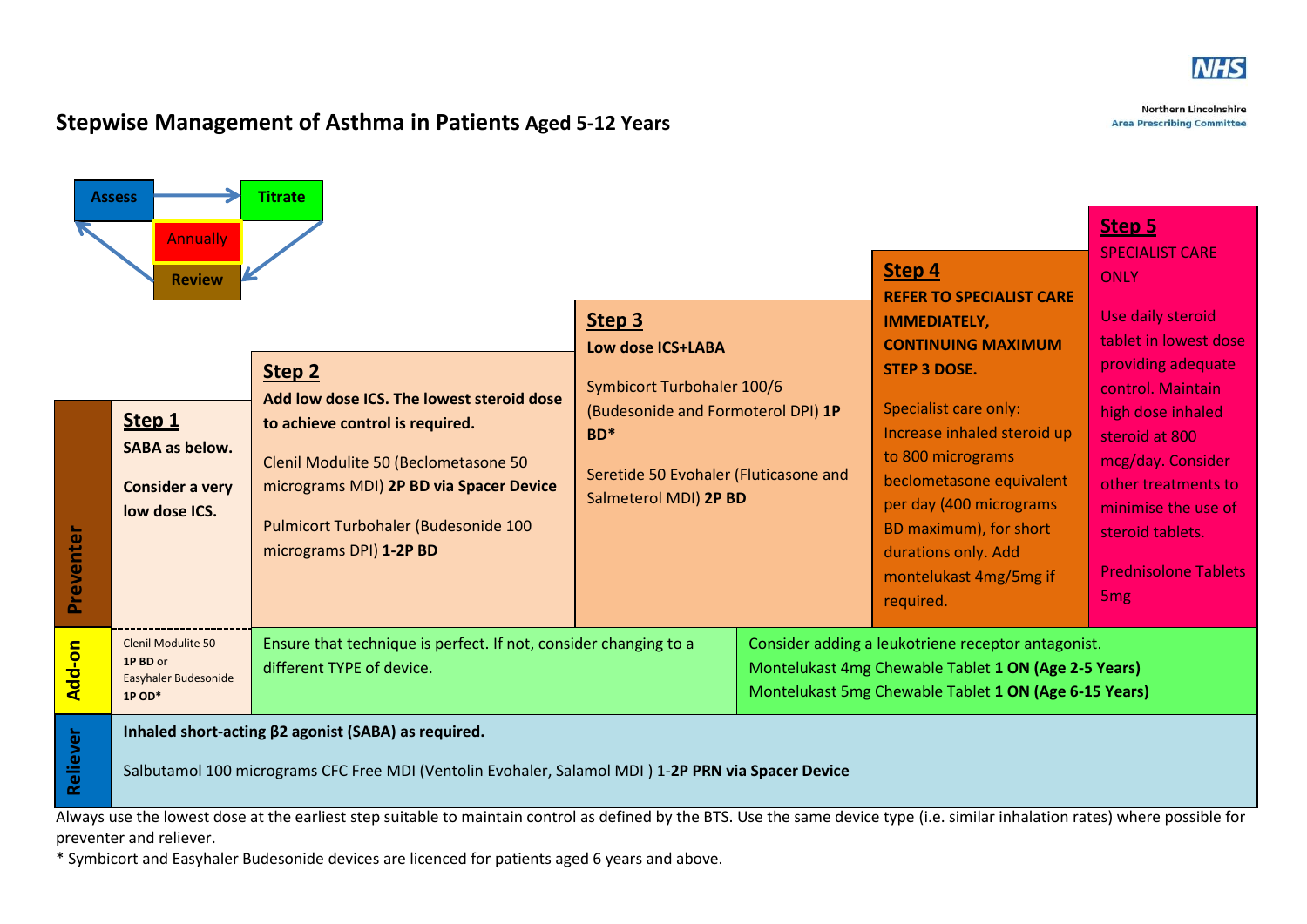Northern Lincolnshire
Area Prescribing Committee

# Stepwise Management of Asthma in Patients Aged 5-12 Years

Assess → Titrate → Review (Annually)

## Preventer

### Step 1
**SABA as below.**

**Consider a very low dose ICS.**

### Step 2
**Add low dose ICS. The lowest steroid dose to achieve control is required.**

Clenil Modulite 50 (Beclometasone 50 micrograms MDI) **2P BD via Spacer Device**

Pulmicort Turbohaler (Budesonide 100 micrograms DPI) **1-2P BD**

### Step 3
**Low dose ICS+LABA**

Symbicort Turbohaler 100/6 (Budesonide and Formoterol DPI) **1P BD***

Seretide 50 Evohaler (Fluticasone and Salmeterol MDI) **2P BD**

### Step 4
**REFER TO SPECIALIST CARE IMMEDIATELY, CONTINUING MAXIMUM STEP 3 DOSE.**

Specialist care only: Increase inhaled steroid up to 800 micrograms beclometasone equivalent per day (400 micrograms BD maximum), for short durations only. Add montelukast 4mg/5mg if required.

### Step 5
SPECIALIST CARE ONLY

Use daily steroid tablet in lowest dose providing adequate control. Maintain high dose inhaled steroid at 800 mcg/day. Consider other treatments to minimise the use of steroid tablets.

Prednisolone Tablets 5mg

## Add-on

Step 1: Clenil Modulite 50 **1P BD** or Easyhaler Budesonide **1P OD***

Steps 2–3: Ensure that technique is perfect. If not, consider changing to a different TYPE of device.

Steps 3–5: Consider adding a leukotriene receptor antagonist.
Montelukast 4mg Chewable Tablet **1 ON (Age 2-5 Years)**
Montelukast 5mg Chewable Tablet **1 ON (Age 6-15 Years)**

## Reliever

**Inhaled short-acting β2 agonist (SABA) as required.**

Salbutamol 100 micrograms CFC Free MDI (Ventolin Evohaler, Salamol MDI ) 1-**2P PRN via Spacer Device**

Always use the lowest dose at the earliest step suitable to maintain control as defined by the BTS. Use the same device type (i.e. similar inhalation rates) where possible for preventer and reliever.

* Symbicort and Easyhaler Budesonide devices are licenced for patients aged 6 years and above.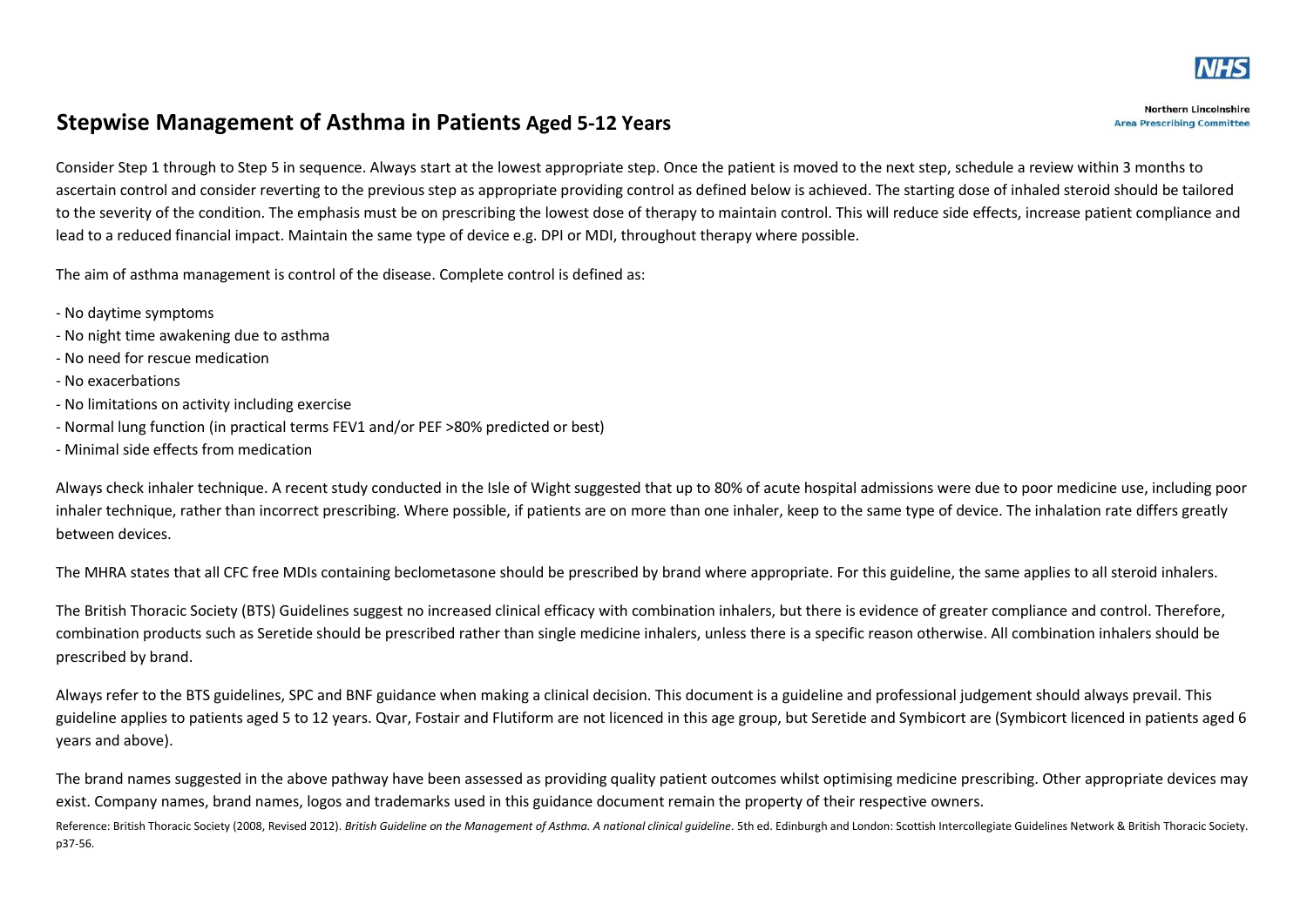# Stepwise Management of Asthma in Patients Aged 5-12 Years

Northern Lincolnshire
Area Prescribing Committee

Consider Step 1 through to Step 5 in sequence. Always start at the lowest appropriate step. Once the patient is moved to the next step, schedule a review within 3 months to ascertain control and consider reverting to the previous step as appropriate providing control as defined below is achieved. The starting dose of inhaled steroid should be tailored to the severity of the condition. The emphasis must be on prescribing the lowest dose of therapy to maintain control. This will reduce side effects, increase patient compliance and lead to a reduced financial impact. Maintain the same type of device e.g. DPI or MDI, throughout therapy where possible.

The aim of asthma management is control of the disease. Complete control is defined as:

- No daytime symptoms
- No night time awakening due to asthma
- No need for rescue medication
- No exacerbations
- No limitations on activity including exercise
- Normal lung function (in practical terms FEV1 and/or PEF >80% predicted or best)
- Minimal side effects from medication

Always check inhaler technique. A recent study conducted in the Isle of Wight suggested that up to 80% of acute hospital admissions were due to poor medicine use, including poor inhaler technique, rather than incorrect prescribing. Where possible, if patients are on more than one inhaler, keep to the same type of device. The inhalation rate differs greatly between devices.

The MHRA states that all CFC free MDIs containing beclometasone should be prescribed by brand where appropriate. For this guideline, the same applies to all steroid inhalers.

The British Thoracic Society (BTS) Guidelines suggest no increased clinical efficacy with combination inhalers, but there is evidence of greater compliance and control. Therefore, combination products such as Seretide should be prescribed rather than single medicine inhalers, unless there is a specific reason otherwise. All combination inhalers should be prescribed by brand.

Always refer to the BTS guidelines, SPC and BNF guidance when making a clinical decision. This document is a guideline and professional judgement should always prevail. This guideline applies to patients aged 5 to 12 years. Qvar, Fostair and Flutiform are not licenced in this age group, but Seretide and Symbicort are (Symbicort licenced in patients aged 6 years and above).

The brand names suggested in the above pathway have been assessed as providing quality patient outcomes whilst optimising medicine prescribing. Other appropriate devices may exist. Company names, brand names, logos and trademarks used in this guidance document remain the property of their respective owners.

Reference: British Thoracic Society (2008, Revised 2012). *British Guideline on the Management of Asthma. A national clinical guideline*. 5th ed. Edinburgh and London: Scottish Intercollegiate Guidelines Network & British Thoracic Society. p37-56.